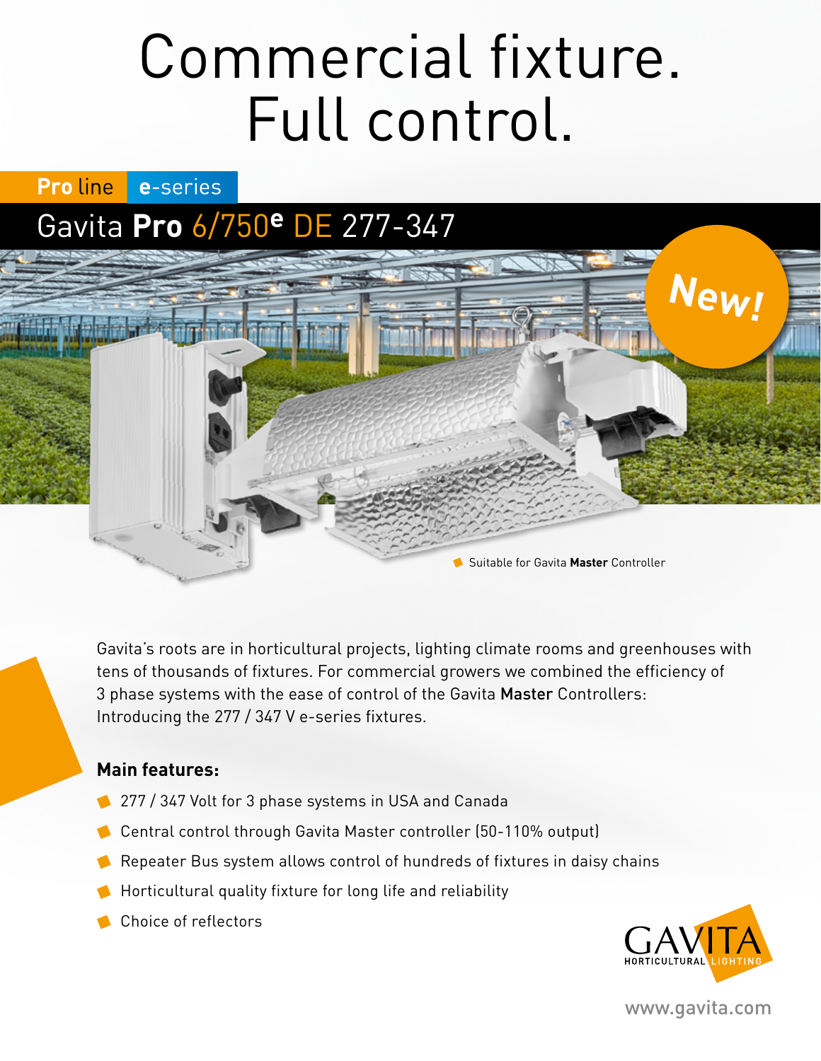# Commercial fixture. Full control.

**Pro** line **e**-series

## Gavita **Pro** 6/750$^{e}$ DE 277-347

New!

Suitable for Gavita **Master** Controller

Gavita's roots are in horticultural projects, lighting climate rooms and greenhouses with tens of thousands of fixtures. For commercial growers we combined the efficiency of 3 phase systems with the ease of control of the Gavita **Master** Controllers: Introducing the 277 / 347 V e-series fixtures.

### Main features:

- 277 / 347 Volt for 3 phase systems in USA and Canada
- Central control through Gavita Master controller (50-110% output)
- Repeater Bus system allows control of hundreds of fixtures in daisy chains
- Horticultural quality fixture for long life and reliability
- Choice of reflectors

GAVITA HORTICULTURAL LIGHTING

www.gavita.com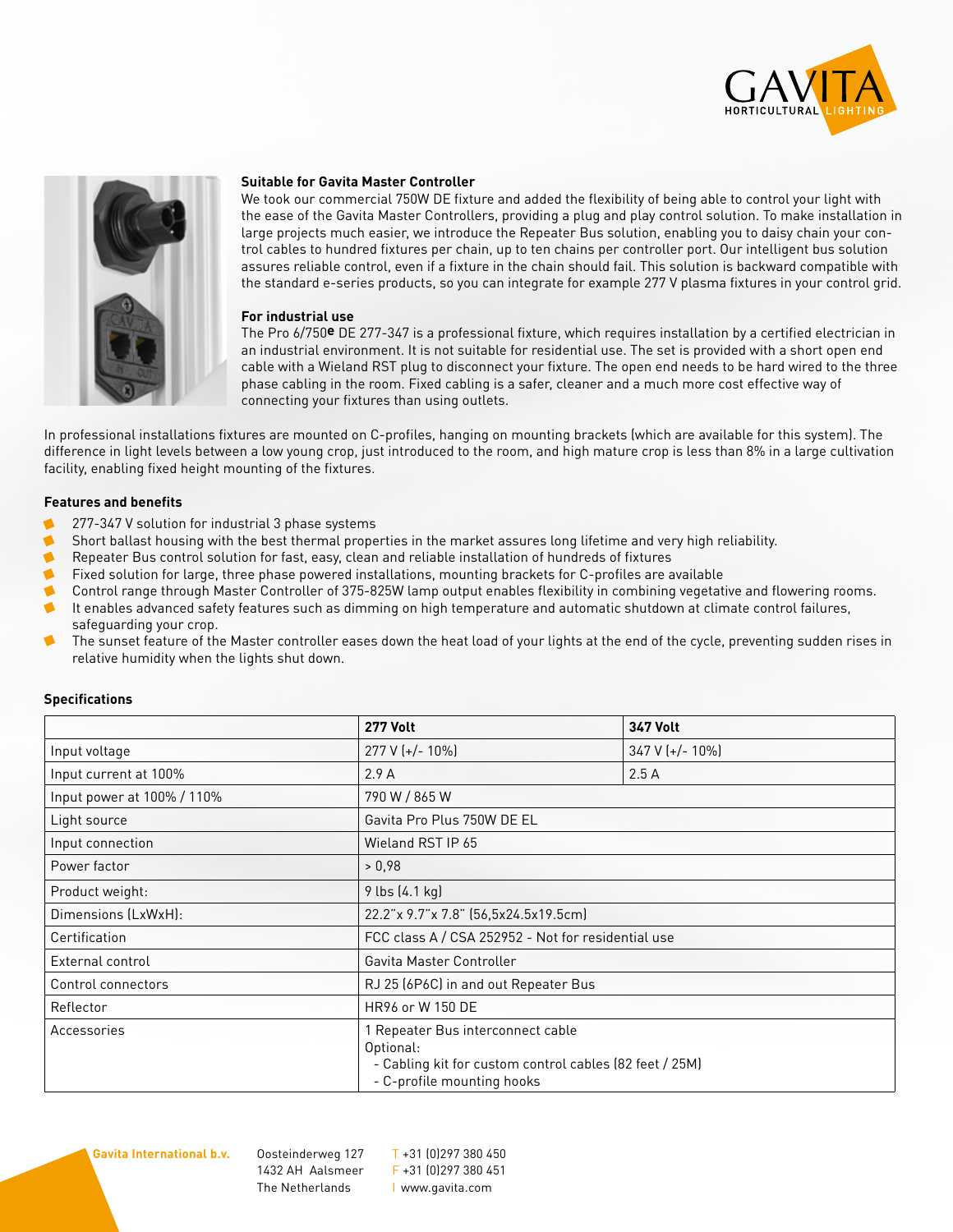**Suitable for Gavita Master Controller**

We took our commercial 750W DE fixture and added the flexibility of being able to control your light with the ease of the Gavita Master Controllers, providing a plug and play control solution. To make installation in large projects much easier, we introduce the Repeater Bus solution, enabling you to daisy chain your control cables to hundred fixtures per chain, up to ten chains per controller port. Our intelligent bus solution assures reliable control, even if a fixture in the chain should fail. This solution is backward compatible with the standard e-series products, so you can integrate for example 277 V plasma fixtures in your control grid.

**For industrial use**

The Pro 6/750**e** DE 277-347 is a professional fixture, which requires installation by a certified electrician in an industrial environment. It is not suitable for residential use. The set is provided with a short open end cable with a Wieland RST plug to disconnect your fixture. The open end needs to be hard wired to the three phase cabling in the room. Fixed cabling is a safer, cleaner and a much more cost effective way of connecting your fixtures than using outlets.

In professional installations fixtures are mounted on C-profiles, hanging on mounting brackets (which are available for this system). The difference in light levels between a low young crop, just introduced to the room, and high mature crop is less than 8% in a large cultivation facility, enabling fixed height mounting of the fixtures.

**Features and benefits**

- 277-347 V solution for industrial 3 phase systems
- Short ballast housing with the best thermal properties in the market assures long lifetime and very high reliability.
- Repeater Bus control solution for fast, easy, clean and reliable installation of hundreds of fixtures
- Fixed solution for large, three phase powered installations, mounting brackets for C-profiles are available
- Control range through Master Controller of 375-825W lamp output enables flexibility in combining vegetative and flowering rooms.
- It enables advanced safety features such as dimming on high temperature and automatic shutdown at climate control failures, safeguarding your crop.
- The sunset feature of the Master controller eases down the heat load of your lights at the end of the cycle, preventing sudden rises in relative humidity when the lights shut down.

**Specifications**

| | 277 Volt | 347 Volt |
|---|---|---|
| Input voltage | 277 V (+/- 10%) | 347 V (+/- 10%) |
| Input current at 100% | 2.9 A | 2.5 A |
| Input power at 100% / 110% | 790 W / 865 W | |
| Light source | Gavita Pro Plus 750W DE EL | |
| Input connection | Wieland RST IP 65 | |
| Power factor | > 0,98 | |
| Product weight: | 9 lbs (4.1 kg) | |
| Dimensions (LxWxH): | 22.2"x 9.7"x 7.8" (56,5x24.5x19.5cm) | |
| Certification | FCC class A / CSA 252952 - Not for residential use | |
| External control | Gavita Master Controller | |
| Control connectors | RJ 25 (6P6C) in and out Repeater Bus | |
| Reflector | HR96 or W 150 DE | |
| Accessories | 1 Repeater Bus interconnect cable<br>Optional:<br>- Cabling kit for custom control cables (82 feet / 25M)<br>- C-profile mounting hooks | |

**Gavita International b.v.**
Oosteinderweg 127
1432 AH Aalsmeer
The Netherlands

T +31 (0)297 380 450
F +31 (0)297 380 451
I www.gavita.com